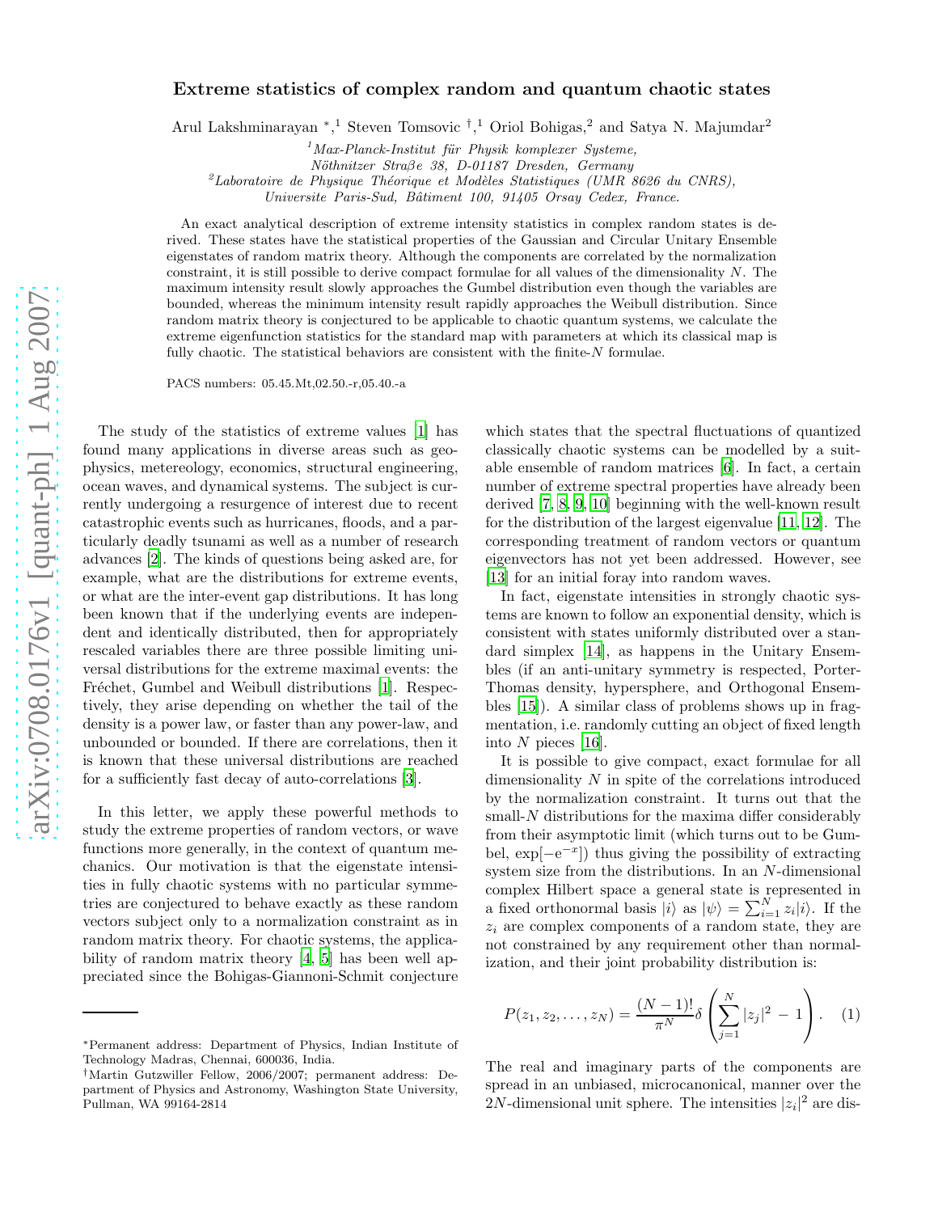# Extreme statistics of complex random and quantum chaotic states

Arul Lakshminarayan *,[1] Steven Tomsovic †,[1] Oriol Bohigas,[2] and Satya N. Majumdar[2]

[1] *Max-Planck-Institut für Physik komplexer Systeme, Nöthnitzer Straβe 38, D-01187 Dresden, Germany*

[2] *Laboratoire de Physique Théorique et Modèles Statistiques (UMR 8626 du CNRS), Universite Paris-Sud, Bâtiment 100, 91405 Orsay Cedex, France.*

An exact analytical description of extreme intensity statistics in complex random states is derived. These states have the statistical properties of the Gaussian and Circular Unitary Ensemble eigenstates of random matrix theory. Although the components are correlated by the normalization constraint, it is still possible to derive compact formulae for all values of the dimensionality $N$. The maximum intensity result slowly approaches the Gumbel distribution even though the variables are bounded, whereas the minimum intensity result rapidly approaches the Weibull distribution. Since random matrix theory is conjectured to be applicable to chaotic quantum systems, we calculate the extreme eigenfunction statistics for the standard map with parameters at which its classical map is fully chaotic. The statistical behaviors are consistent with the finite-$N$ formulae.

PACS numbers: 05.45.Mt,02.50.-r,05.40.-a

The study of the statistics of extreme values [1] has found many applications in diverse areas such as geophysics, metereology, economics, structural engineering, ocean waves, and dynamical systems. The subject is currently undergoing a resurgence of interest due to recent catastrophic events such as hurricanes, floods, and a particularly deadly tsunami as well as a number of research advances [2]. The kinds of questions being asked are, for example, what are the distributions for extreme events, or what are the inter-event gap distributions. It has long been known that if the underlying events are independent and identically distributed, then for appropriately rescaled variables there are three possible limiting universal distributions for the extreme maximal events: the Fréchet, Gumbel and Weibull distributions [1]. Respectively, they arise depending on whether the tail of the density is a power law, or faster than any power-law, and unbounded or bounded. If there are correlations, then it is known that these universal distributions are reached for a sufficiently fast decay of auto-correlations [3].

In this letter, we apply these powerful methods to study the extreme properties of random vectors, or wave functions more generally, in the context of quantum mechanics. Our motivation is that the eigenstate intensities in fully chaotic systems with no particular symmetries are conjectured to behave exactly as these random vectors subject only to a normalization constraint as in random matrix theory. For chaotic systems, the applicability of random matrix theory [4, 5] has been well appreciated since the Bohigas-Giannoni-Schmit conjecture which states that the spectral fluctuations of quantized classically chaotic systems can be modelled by a suitable ensemble of random matrices [6]. In fact, a certain number of extreme spectral properties have already been derived [7, 8, 9, 10] beginning with the well-known result for the distribution of the largest eigenvalue [11, 12]. The corresponding treatment of random vectors or quantum eigenvectors has not yet been addressed. However, see [13] for an initial foray into random waves.

In fact, eigenstate intensities in strongly chaotic systems are known to follow an exponential density, which is consistent with states uniformly distributed over a standard simplex [14], as happens in the Unitary Ensembles (if an anti-unitary symmetry is respected, Porter-Thomas density, hypersphere, and Orthogonal Ensembles [15]). A similar class of problems shows up in fragmentation, i.e. randomly cutting an object of fixed length into $N$ pieces [16].

It is possible to give compact, exact formulae for all dimensionality $N$ in spite of the correlations introduced by the normalization constraint. It turns out that the small-$N$ distributions for the maxima differ considerably from their asymptotic limit (which turns out to be Gumbel, $\exp[-\mathrm{e}^{-x}]$) thus giving the possibility of extracting system size from the distributions. In an $N$-dimensional complex Hilbert space a general state is represented in a fixed orthonormal basis $|i\rangle$ as $|\psi\rangle = \sum_{i=1}^{N} z_i |i\rangle$. If the $z_i$ are complex components of a random state, they are not constrained by any requirement other than normalization, and their joint probability distribution is:

$$P(z_1, z_2, \ldots, z_N) = \frac{(N-1)!}{\pi^N} \delta\left(\sum_{j=1}^{N} |z_j|^2 - 1\right). \quad (1)$$

The real and imaginary parts of the components are spread in an unbiased, microcanonical, manner over the $2N$-dimensional unit sphere. The intensities $|z_i|^2$ are dis-

*Permanent address: Department of Physics, Indian Institute of Technology Madras, Chennai, 600036, India.

†Martin Gutzwiller Fellow, 2006/2007; permanent address: Department of Physics and Astronomy, Washington State University, Pullman, WA 99164-2814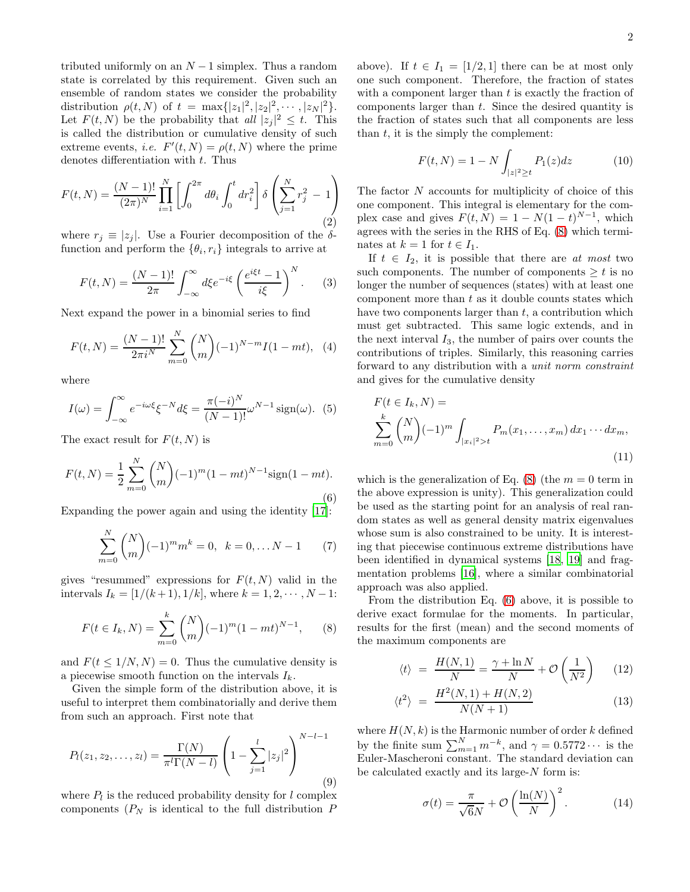tributed uniformly on an $N-1$ simplex. Thus a random state is correlated by this requirement. Given such an ensemble of random states we consider the probability distribution $\rho(t,N)$ of $t = \max\{|z_1|^2, |z_2|^2, \cdots, |z_N|^2\}$. Let $F(t,N)$ be the probability that *all* $|z_j|^2 \le t$. This is called the distribution or cumulative density of such extreme events, *i.e.* $F'(t,N) = \rho(t,N)$ where the prime denotes differentiation with $t$. Thus

$$F(t,N) = \frac{(N-1)!}{(2\pi)^N} \prod_{i=1}^{N} \left[ \int_0^{2\pi} d\theta_i \int_0^t dr_i^2 \right] \delta\left( \sum_{j=1}^{N} r_j^2 - 1 \right) \tag{2}$$

where $r_j \equiv |z_j|$. Use a Fourier decomposition of the $\delta$-function and perform the $\{\theta_i, r_i\}$ integrals to arrive at

$$F(t,N) = \frac{(N-1)!}{2\pi} \int_{-\infty}^{\infty} d\xi e^{-i\xi} \left( \frac{e^{i\xi t} - 1}{i\xi} \right)^N. \tag{3}$$

Next expand the power in a binomial series to find

$$F(t,N) = \frac{(N-1)!}{2\pi i^N} \sum_{m=0}^{N} \binom{N}{m} (-1)^{N-m} I(1-mt), \tag{4}$$

where

$$I(\omega) = \int_{-\infty}^{\infty} e^{-i\omega\xi} \xi^{-N} d\xi = \frac{\pi(-i)^N}{(N-1)!} \omega^{N-1} \,\mathrm{sign}(\omega). \tag{5}$$

The exact result for $F(t,N)$ is

$$F(t,N) = \frac{1}{2} \sum_{m=0}^{N} \binom{N}{m} (-1)^m (1-mt)^{N-1} \mathrm{sign}(1-mt). \tag{6}$$

Expanding the power again and using the identity [17]:

$$\sum_{m=0}^{N} \binom{N}{m} (-1)^m m^k = 0, \;\; k = 0, \ldots N-1 \tag{7}$$

gives "resummed" expressions for $F(t,N)$ valid in the intervals $I_k = [1/(k+1), 1/k]$, where $k = 1, 2, \cdots, N-1$:

$$F(t \in I_k, N) = \sum_{m=0}^{k} \binom{N}{m} (-1)^m (1-mt)^{N-1}, \tag{8}$$

and $F(t \le 1/N, N) = 0$. Thus the cumulative density is a piecewise smooth function on the intervals $I_k$.

Given the simple form of the distribution above, it is useful to interpret them combinatorially and derive them from such an approach. First note that

$$P_l(z_1, z_2, \ldots, z_l) = \frac{\Gamma(N)}{\pi^l \Gamma(N-l)} \left( 1 - \sum_{j=1}^{l} |z_j|^2 \right)^{N-l-1} \tag{9}$$

where $P_l$ is the reduced probability density for $l$ complex components ($P_N$ is identical to the full distribution $P$ above). If $t \in I_1 = [1/2, 1]$ there can be at most only one such component. Therefore, the fraction of states with a component larger than $t$ is exactly the fraction of components larger than $t$. Since the desired quantity is the fraction of states such that all components are less than $t$, it is the simply the complement:

$$F(t,N) = 1 - N \int_{|z|^2 \ge t} P_1(z) dz \tag{10}$$

The factor $N$ accounts for multiplicity of choice of this one component. This integral is elementary for the complex case and gives $F(t,N) = 1 - N(1-t)^{N-1}$, which agrees with the series in the RHS of Eq. (8) which terminates at $k = 1$ for $t \in I_1$.

If $t \in I_2$, it is possible that there are *at most* two such components. The number of components $\ge t$ is no longer the number of sequences (states) with at least one component more than $t$ as it double counts states which have two components larger than $t$, a contribution which must get subtracted. This same logic extends, and in the next interval $I_3$, the number of pairs over counts the contributions of triples. Similarly, this reasoning carries forward to any distribution with a *unit norm constraint* and gives for the cumulative density

$$F(t \in I_k, N) = \sum_{m=0}^{k} \binom{N}{m} (-1)^m \int_{|x_i|^2 > t} P_m(x_1, \ldots, x_m)\, dx_1 \cdots dx_m, \tag{11}$$

which is the generalization of Eq. (8) (the $m = 0$ term in the above expression is unity). This generalization could be used as the starting point for an analysis of real random states as well as general density matrix eigenvalues whose sum is also constrained to be unity. It is interesting that piecewise continuous extreme distributions have been identified in dynamical systems [18, 19] and fragmentation problems [16], where a similar combinatorial approach was also applied.

From the distribution Eq. (6) above, it is possible to derive exact formulae for the moments. In particular, results for the first (mean) and the second moments of the maximum components are

$$\langle t \rangle = \frac{H(N,1)}{N} = \frac{\gamma + \ln N}{N} + \mathcal{O}\left(\frac{1}{N^2}\right) \tag{12}$$

$$\langle t^2 \rangle = \frac{H^2(N,1) + H(N,2)}{N(N+1)} \tag{13}$$

where $H(N,k)$ is the Harmonic number of order $k$ defined by the finite sum $\sum_{m=1}^{N} m^{-k}$, and $\gamma = 0.5772\cdots$ is the Euler-Mascheroni constant. The standard deviation can be calculated exactly and its large-$N$ form is:

$$\sigma(t) = \frac{\pi}{\sqrt{6}N} + \mathcal{O}\left(\frac{\ln(N)}{N}\right)^2. \tag{14}$$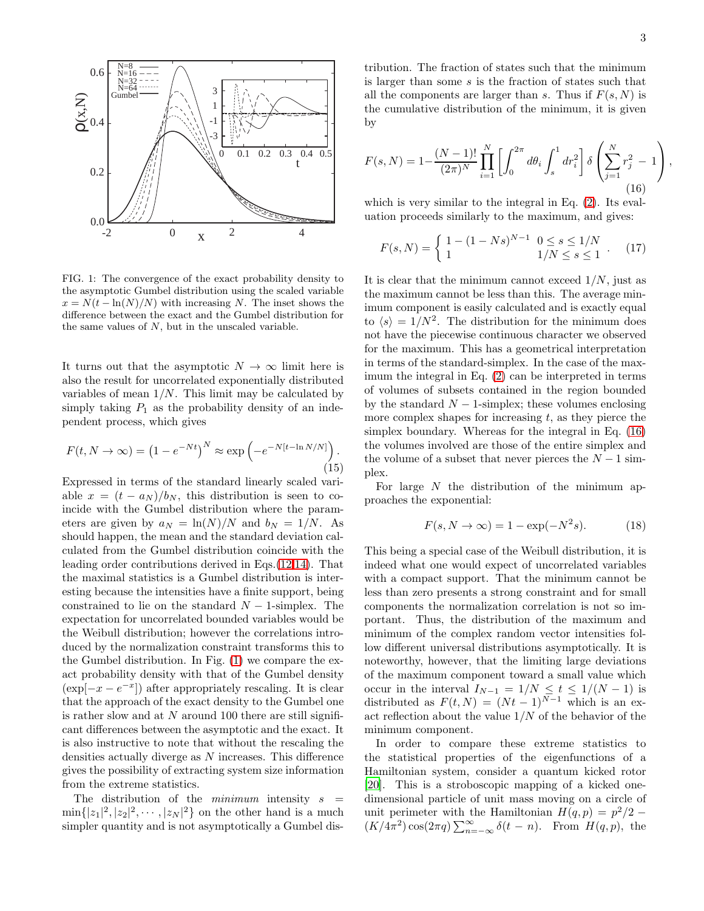FIG. 1: The convergence of the exact probability density to the asymptotic Gumbel distribution using the scaled variable $x = N(t - \ln(N)/N)$ with increasing $N$. The inset shows the difference between the exact and the Gumbel distribution for the same values of $N$, but in the unscaled variable.

It turns out that the asymptotic $N \to \infty$ limit here is also the result for uncorrelated exponentially distributed variables of mean $1/N$. This limit may be calculated by simply taking $P_1$ as the probability density of an independent process, which gives

$$F(t, N \to \infty) = \left(1 - e^{-Nt}\right)^N \approx \exp\left(-e^{-N[t - \ln N/N]}\right). \tag{15}$$

Expressed in terms of the standard linearly scaled variable $x = (t - a_N)/b_N$, this distribution is seen to coincide with the Gumbel distribution where the parameters are given by $a_N = \ln(N)/N$ and $b_N = 1/N$. As should happen, the mean and the standard deviation calculated from the Gumbel distribution coincide with the leading order contributions derived in Eqs.(12,14). That the maximal statistics is a Gumbel distribution is interesting because the intensities have a finite support, being constrained to lie on the standard $N-1$-simplex. The expectation for uncorrelated bounded variables would be the Weibull distribution; however the correlations introduced by the normalization constraint transforms this to the Gumbel distribution. In Fig. (1) we compare the exact probability density with that of the Gumbel density ($\exp[-x - e^{-x}]$) after appropriately rescaling. It is clear that the approach of the exact density to the Gumbel one is rather slow and at $N$ around 100 there are still significant differences between the asymptotic and the exact. It is also instructive to note that without the rescaling the densities actually diverge as $N$ increases. This difference gives the possibility of extracting system size information from the extreme statistics.

The distribution of the *minimum* intensity $s = \min\{|z_1|^2, |z_2|^2, \cdots, |z_N|^2\}$ on the other hand is a much simpler quantity and is not asymptotically a Gumbel distribution. The fraction of states such that the minimum is larger than some $s$ is the fraction of states such that all the components are larger than $s$. Thus if $F(s, N)$ is the cumulative distribution of the minimum, it is given by

$$F(s, N) = 1 - \frac{(N-1)!}{(2\pi)^N} \prod_{i=1}^{N} \left[\int_0^{2\pi} d\theta_i \int_s^1 dr_i^2\right] \delta\left(\sum_{j=1}^{N} r_j^2 - 1\right), \tag{16}$$

which is very similar to the integral in Eq. (2). Its evaluation proceeds similarly to the maximum, and gives:

$$F(s, N) = \begin{cases} 1 - (1 - Ns)^{N-1} & 0 \le s \le 1/N \\ 1 & 1/N \le s \le 1 \end{cases}. \tag{17}$$

It is clear that the minimum cannot exceed $1/N$, just as the maximum cannot be less than this. The average minimum component is easily calculated and is exactly equal to $\langle s \rangle = 1/N^2$. The distribution for the minimum does not have the piecewise continuous character we observed for the maximum. This has a geometrical interpretation in terms of the standard-simplex. In the case of the maximum the integral in Eq. (2) can be interpreted in terms of volumes of subsets contained in the region bounded by the standard $N-1$-simplex; these volumes enclosing more complex shapes for increasing $t$, as they pierce the simplex boundary. Whereas for the integral in Eq. (16) the volumes involved are those of the entire simplex and the volume of a subset that never pierces the $N-1$ simplex.

For large $N$ the distribution of the minimum approaches the exponential:

$$F(s, N \to \infty) = 1 - \exp(-N^2 s). \tag{18}$$

This being a special case of the Weibull distribution, it is indeed what one would expect of uncorrelated variables with a compact support. That the minimum cannot be less than zero presents a strong constraint and for small components the normalization correlation is not so important. Thus, the distribution of the maximum and minimum of the complex random vector intensities follow different universal distributions asymptotically. It is noteworthy, however, that the limiting large deviations of the maximum component toward a small value which occur in the interval $I_{N-1} = 1/N \le t \le 1/(N-1)$ is distributed as $F(t, N) = (Nt - 1)^{N-1}$ which is an exact reflection about the value $1/N$ of the behavior of the minimum component.

In order to compare these extreme statistics to the statistical properties of the eigenfunctions of a Hamiltonian system, consider a quantum kicked rotor [20]. This is a stroboscopic mapping of a kicked one-dimensional particle of unit mass moving on a circle of unit perimeter with the Hamiltonian $H(q, p) = p^2/2 - (K/4\pi^2)\cos(2\pi q)\sum_{n=-\infty}^{\infty}\delta(t - n)$. From $H(q, p)$, the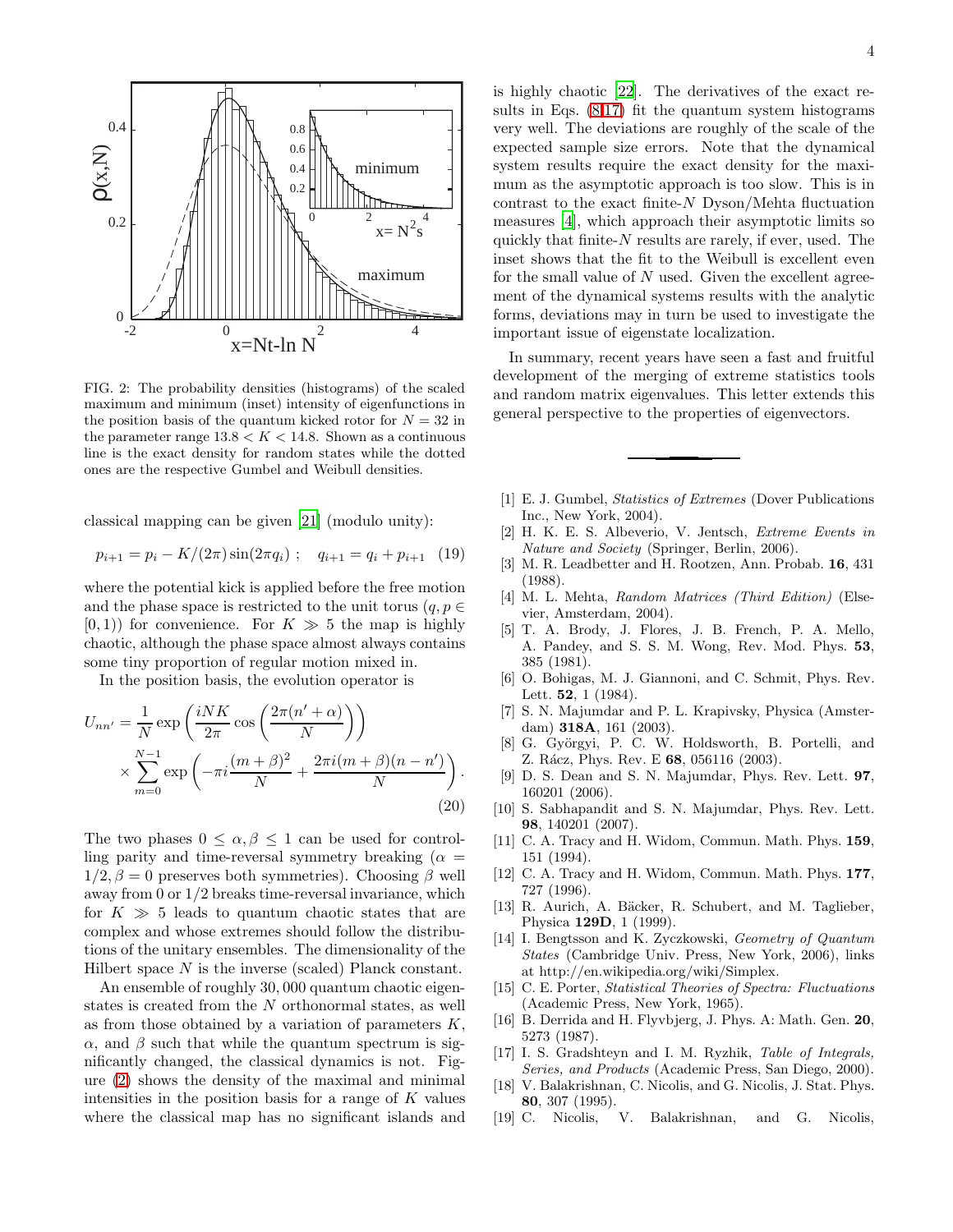FIG. 2: The probability densities (histograms) of the scaled maximum and minimum (inset) intensity of eigenfunctions in the position basis of the quantum kicked rotor for $N = 32$ in the parameter range $13.8 < K < 14.8$. Shown as a continuous line is the exact density for random states while the dotted ones are the respective Gumbel and Weibull densities.

classical mapping can be given [21] (modulo unity):

$$p_{i+1} = p_i - K/(2\pi)\sin(2\pi q_i)\ ; \quad q_{i+1} = q_i + p_{i+1} \quad (19)$$

where the potential kick is applied before the free motion and the phase space is restricted to the unit torus ($q, p \in [0, 1)$) for convenience. For $K \gg 5$ the map is highly chaotic, although the phase space almost always contains some tiny proportion of regular motion mixed in.

In the position basis, the evolution operator is

$$U_{nn'} = \frac{1}{N}\exp\left(\frac{iNK}{2\pi}\cos\left(\frac{2\pi(n'+\alpha)}{N}\right)\right) \times \sum_{m=0}^{N-1}\exp\left(-\pi i\frac{(m+\beta)^2}{N} + \frac{2\pi i(m+\beta)(n-n')}{N}\right). \quad (20)$$

The two phases $0 \leq \alpha, \beta \leq 1$ can be used for controlling parity and time-reversal symmetry breaking ($\alpha = 1/2, \beta = 0$ preserves both symmetries). Choosing $\beta$ well away from 0 or 1/2 breaks time-reversal invariance, which for $K \gg 5$ leads to quantum chaotic states that are complex and whose extremes should follow the distributions of the unitary ensembles. The dimensionality of the Hilbert space $N$ is the inverse (scaled) Planck constant.

An ensemble of roughly 30,000 quantum chaotic eigenstates is created from the $N$ orthonormal states, as well as from those obtained by a variation of parameters $K$, $\alpha$, and $\beta$ such that while the quantum spectrum is significantly changed, the classical dynamics is not. Figure (2) shows the density of the maximal and minimal intensities in the position basis for a range of $K$ values where the classical map has no significant islands and is highly chaotic [22]. The derivatives of the exact results in Eqs. (8,17) fit the quantum system histograms very well. The deviations are roughly of the scale of the expected sample size errors. Note that the dynamical system results require the exact density for the maximum as the asymptotic approach is too slow. This is in contrast to the exact finite-$N$ Dyson/Mehta fluctuation measures [4], which approach their asymptotic limits so quickly that finite-$N$ results are rarely, if ever, used. The inset shows that the fit to the Weibull is excellent even for the small value of $N$ used. Given the excellent agreement of the dynamical systems results with the analytic forms, deviations may in turn be used to investigate the important issue of eigenstate localization.

In summary, recent years have seen a fast and fruitful development of the merging of extreme statistics tools and random matrix eigenvalues. This letter extends this general perspective to the properties of eigenvectors.

---

[1] E. J. Gumbel, *Statistics of Extremes* (Dover Publications Inc., New York, 2004).

[2] H. K. E. S. Albeverio, V. Jentsch, *Extreme Events in Nature and Society* (Springer, Berlin, 2006).

[3] M. R. Leadbetter and H. Rootzen, Ann. Probab. **16**, 431 (1988).

[4] M. L. Mehta, *Random Matrices (Third Edition)* (Elsevier, Amsterdam, 2004).

[5] T. A. Brody, J. Flores, J. B. French, P. A. Mello, A. Pandey, and S. S. M. Wong, Rev. Mod. Phys. **53**, 385 (1981).

[6] O. Bohigas, M. J. Giannoni, and C. Schmit, Phys. Rev. Lett. **52**, 1 (1984).

[7] S. N. Majumdar and P. L. Krapivsky, Physica (Amsterdam) **318A**, 161 (2003).

[8] G. Györgyi, P. C. W. Holdsworth, B. Portelli, and Z. Rácz, Phys. Rev. E **68**, 056116 (2003).

[9] D. S. Dean and S. N. Majumdar, Phys. Rev. Lett. **97**, 160201 (2006).

[10] S. Sabhapandit and S. N. Majumdar, Phys. Rev. Lett. **98**, 140201 (2007).

[11] C. A. Tracy and H. Widom, Commun. Math. Phys. **159**, 151 (1994).

[12] C. A. Tracy and H. Widom, Commun. Math. Phys. **177**, 727 (1996).

[13] R. Aurich, A. Bäcker, R. Schubert, and M. Taglieber, Physica **129D**, 1 (1999).

[14] I. Bengtsson and K. Zyczkowski, *Geometry of Quantum States* (Cambridge Univ. Press, New York, 2006), links at http://en.wikipedia.org/wiki/Simplex.

[15] C. E. Porter, *Statistical Theories of Spectra: Fluctuations* (Academic Press, New York, 1965).

[16] B. Derrida and H. Flyvbjerg, J. Phys. A: Math. Gen. **20**, 5273 (1987).

[17] I. S. Gradshteyn and I. M. Ryzhik, *Table of Integrals, Series, and Products* (Academic Press, San Diego, 2000).

[18] V. Balakrishnan, C. Nicolis, and G. Nicolis, J. Stat. Phys. **80**, 307 (1995).

[19] C. Nicolis, V. Balakrishnan, and G. Nicolis,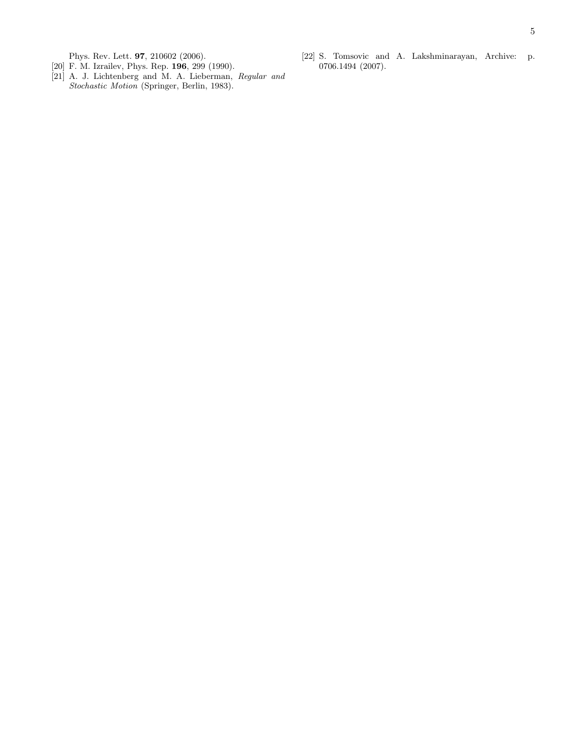Phys. Rev. Lett. **97**, 210602 (2006).

[20] F. M. Izrailev, Phys. Rep. **196**, 299 (1990).

[21] A. J. Lichtenberg and M. A. Lieberman, *Regular and Stochastic Motion* (Springer, Berlin, 1983).

[22] S. Tomsovic and A. Lakshminarayan, Archive: p. 0706.1494 (2007).